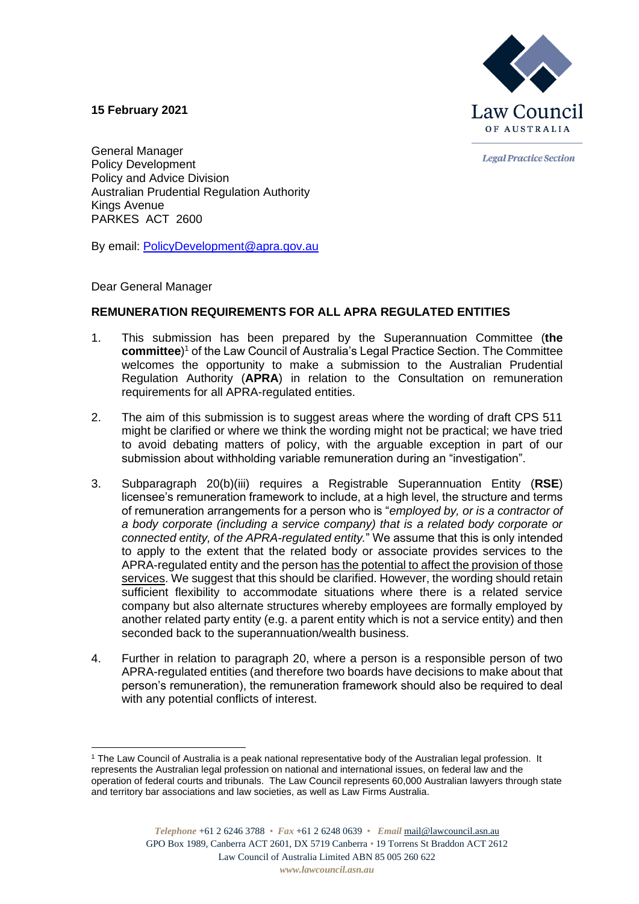**15 February 2021**

Law Council OF AUSTRALIA

*Legal Practice Section*

General Manager
Policy Development
Policy and Advice Division
Australian Prudential Regulation Authority
Kings Avenue
PARKES ACT 2600

By email: PolicyDevelopment@apra.gov.au

Dear General Manager

**REMUNERATION REQUIREMENTS FOR ALL APRA REGULATED ENTITIES**

1. This submission has been prepared by the Superannuation Committee (**the committee**)[1] of the Law Council of Australia's Legal Practice Section. The Committee welcomes the opportunity to make a submission to the Australian Prudential Regulation Authority (**APRA**) in relation to the Consultation on remuneration requirements for all APRA-regulated entities.

2. The aim of this submission is to suggest areas where the wording of draft CPS 511 might be clarified or where we think the wording might not be practical; we have tried to avoid debating matters of policy, with the arguable exception in part of our submission about withholding variable remuneration during an "investigation".

3. Subparagraph 20(b)(iii) requires a Registrable Superannuation Entity (**RSE**) licensee's remuneration framework to include, at a high level, the structure and terms of remuneration arrangements for a person who is "*employed by, or is a contractor of a body corporate (including a service company) that is a related body corporate or connected entity, of the APRA-regulated entity.*" We assume that this is only intended to apply to the extent that the related body or associate provides services to the APRA-regulated entity and the person has the potential to affect the provision of those services. We suggest that this should be clarified. However, the wording should retain sufficient flexibility to accommodate situations where there is a related service company but also alternate structures whereby employees are formally employed by another related party entity (e.g. a parent entity which is not a service entity) and then seconded back to the superannuation/wealth business.

4. Further in relation to paragraph 20, where a person is a responsible person of two APRA-regulated entities (and therefore two boards have decisions to make about that person's remuneration), the remuneration framework should also be required to deal with any potential conflicts of interest.

---

[1] The Law Council of Australia is a peak national representative body of the Australian legal profession. It represents the Australian legal profession on national and international issues, on federal law and the operation of federal courts and tribunals. The Law Council represents 60,000 Australian lawyers through state and territory bar associations and law societies, as well as Law Firms Australia.

*Telephone* +61 2 6246 3788 • *Fax* +61 2 6248 0639 • *Email* mail@lawcouncil.asn.au
GPO Box 1989, Canberra ACT 2601, DX 5719 Canberra • 19 Torrens St Braddon ACT 2612
Law Council of Australia Limited ABN 85 005 260 622
*www.lawcouncil.asn.au*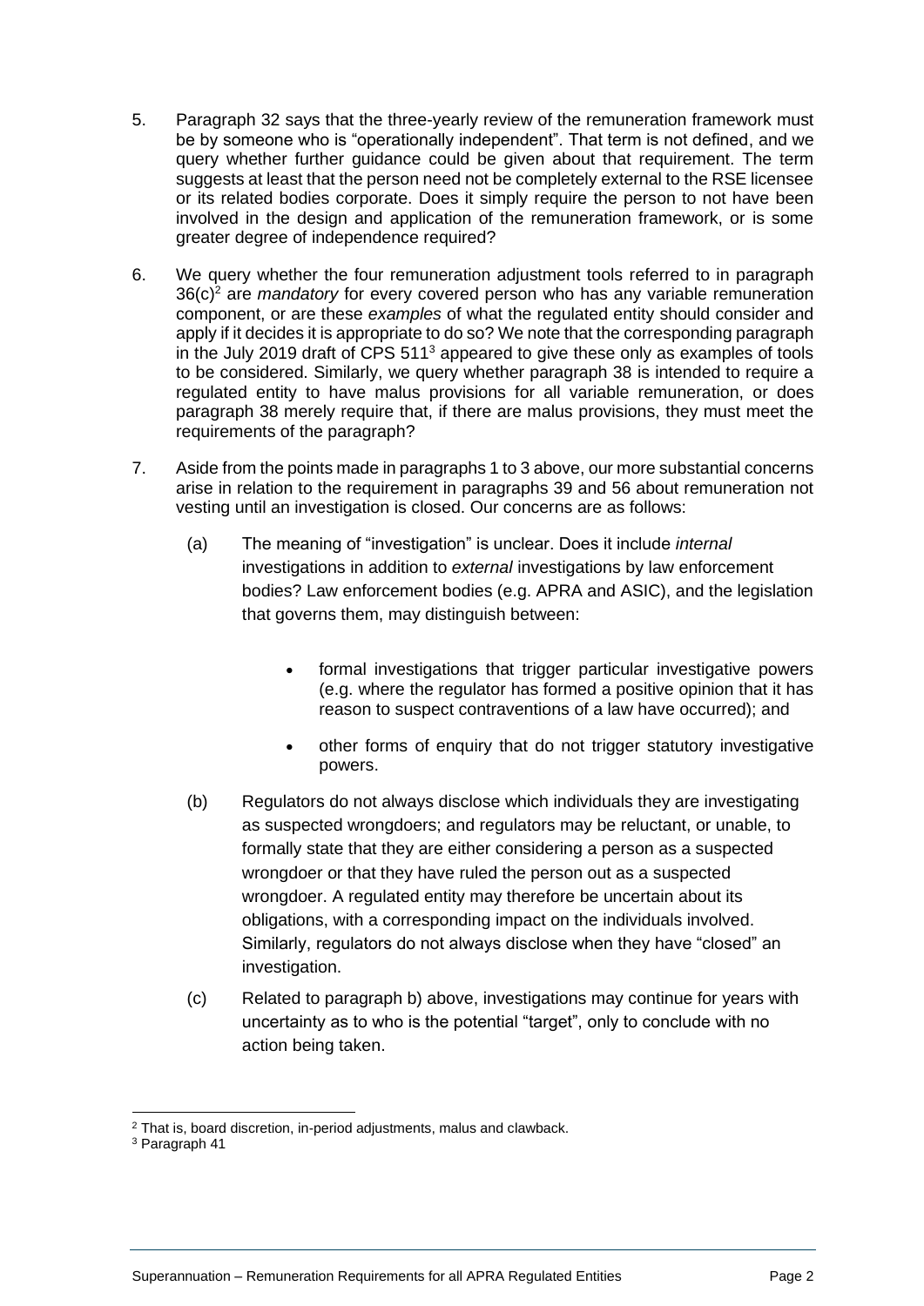5. Paragraph 32 says that the three-yearly review of the remuneration framework must be by someone who is "operationally independent". That term is not defined, and we query whether further guidance could be given about that requirement. The term suggests at least that the person need not be completely external to the RSE licensee or its related bodies corporate. Does it simply require the person to not have been involved in the design and application of the remuneration framework, or is some greater degree of independence required?

6. We query whether the four remuneration adjustment tools referred to in paragraph 36(c)[2] are *mandatory* for every covered person who has any variable remuneration component, or are these *examples* of what the regulated entity should consider and apply if it decides it is appropriate to do so? We note that the corresponding paragraph in the July 2019 draft of CPS 511[3] appeared to give these only as examples of tools to be considered. Similarly, we query whether paragraph 38 is intended to require a regulated entity to have malus provisions for all variable remuneration, or does paragraph 38 merely require that, if there are malus provisions, they must meet the requirements of the paragraph?

7. Aside from the points made in paragraphs 1 to 3 above, our more substantial concerns arise in relation to the requirement in paragraphs 39 and 56 about remuneration not vesting until an investigation is closed. Our concerns are as follows:

   (a) The meaning of "investigation" is unclear. Does it include *internal* investigations in addition to *external* investigations by law enforcement bodies? Law enforcement bodies (e.g. APRA and ASIC), and the legislation that governs them, may distinguish between:

      - formal investigations that trigger particular investigative powers (e.g. where the regulator has formed a positive opinion that it has reason to suspect contraventions of a law have occurred); and
      - other forms of enquiry that do not trigger statutory investigative powers.

   (b) Regulators do not always disclose which individuals they are investigating as suspected wrongdoers; and regulators may be reluctant, or unable, to formally state that they are either considering a person as a suspected wrongdoer or that they have ruled the person out as a suspected wrongdoer. A regulated entity may therefore be uncertain about its obligations, with a corresponding impact on the individuals involved. Similarly, regulators do not always disclose when they have "closed" an investigation.

   (c) Related to paragraph b) above, investigations may continue for years with uncertainty as to who is the potential "target", only to conclude with no action being taken.

---

[2] That is, board discretion, in-period adjustments, malus and clawback.

[3] Paragraph 41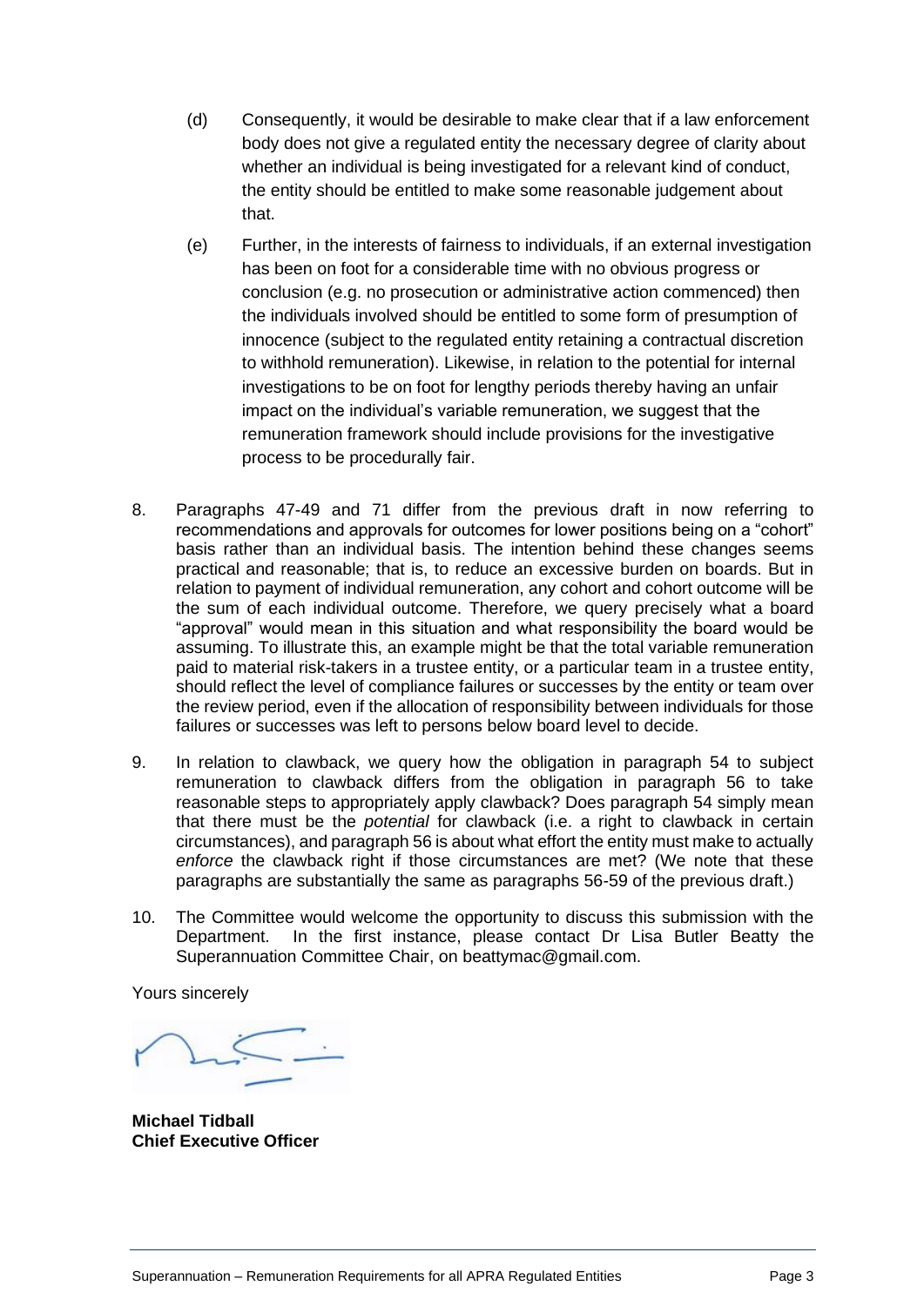(d) Consequently, it would be desirable to make clear that if a law enforcement body does not give a regulated entity the necessary degree of clarity about whether an individual is being investigated for a relevant kind of conduct, the entity should be entitled to make some reasonable judgement about that.

(e) Further, in the interests of fairness to individuals, if an external investigation has been on foot for a considerable time with no obvious progress or conclusion (e.g. no prosecution or administrative action commenced) then the individuals involved should be entitled to some form of presumption of innocence (subject to the regulated entity retaining a contractual discretion to withhold remuneration). Likewise, in relation to the potential for internal investigations to be on foot for lengthy periods thereby having an unfair impact on the individual's variable remuneration, we suggest that the remuneration framework should include provisions for the investigative process to be procedurally fair.

8. Paragraphs 47-49 and 71 differ from the previous draft in now referring to recommendations and approvals for outcomes for lower positions being on a "cohort" basis rather than an individual basis. The intention behind these changes seems practical and reasonable; that is, to reduce an excessive burden on boards. But in relation to payment of individual remuneration, any cohort and cohort outcome will be the sum of each individual outcome. Therefore, we query precisely what a board "approval" would mean in this situation and what responsibility the board would be assuming. To illustrate this, an example might be that the total variable remuneration paid to material risk-takers in a trustee entity, or a particular team in a trustee entity, should reflect the level of compliance failures or successes by the entity or team over the review period, even if the allocation of responsibility between individuals for those failures or successes was left to persons below board level to decide.

9. In relation to clawback, we query how the obligation in paragraph 54 to subject remuneration to clawback differs from the obligation in paragraph 56 to take reasonable steps to appropriately apply clawback? Does paragraph 54 simply mean that there must be the *potential* for clawback (i.e. a right to clawback in certain circumstances), and paragraph 56 is about what effort the entity must make to actually *enforce* the clawback right if those circumstances are met? (We note that these paragraphs are substantially the same as paragraphs 56-59 of the previous draft.)

10. The Committee would welcome the opportunity to discuss this submission with the Department. In the first instance, please contact Dr Lisa Butler Beatty the Superannuation Committee Chair, on beattymac@gmail.com.

Yours sincerely

**Michael Tidball**
**Chief Executive Officer**